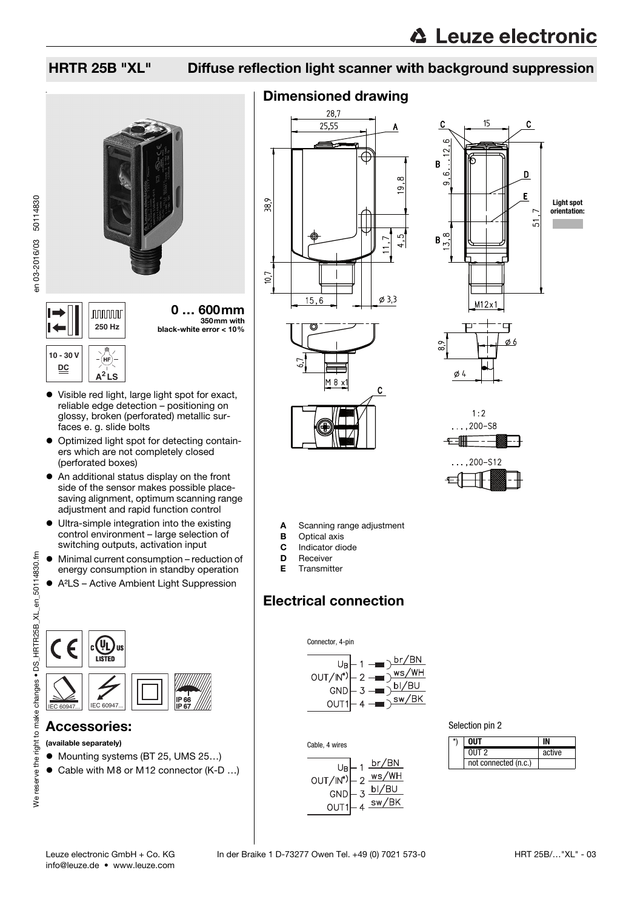# HRTR 25B "XL" Diffuse reflection light scanner with background suppression

**0 … 600mm**
**350mm with black-white error < 10%**

250 Hz

10 - 30 V DC

A²LS

- Visible red light, large light spot for exact, reliable edge detection – positioning on glossy, broken (perforated) metallic surfaces e. g. slide bolts
- Optimized light spot for detecting containers which are not completely closed (perforated boxes)
- An additional status display on the front side of the sensor makes possible place-saving alignment, optimum scanning range adjustment and rapid function control
- Ultra-simple integration into the existing control environment – large selection of switching outputs, activation input
- Minimal current consumption – reduction of energy consumption in standby operation
- A²LS – Active Ambient Light Suppression

IEC 60947... IEC 60947... IP 66 IP 67

## Accessories:

**(available separately)**

- Mounting systems (BT 25, UMS 25…)
- Cable with M8 or M12 connector (K-D …)

## Dimensioned drawing

Light spot orientation:

1:2
…,200-S8
…,200-S12

- **A** Scanning range adjustment
- **B** Optical axis
- **C** Indicator diode
- **D** Receiver
- **E** Transmitter

## Electrical connection

Connector, 4-pin

| | Pin | Color |
|---|---|---|
| $U_B$ | 1 | br/BN |
| OUT/IN*) | 2 | ws/WH |
| GND | 3 | bl/BU |
| OUT1 | 4 | sw/BK |

Cable, 4 wires

| | Wire | Color |
|---|---|---|
| $U_B$ | 1 | br/BN |
| OUT/IN*) | 2 | ws/WH |
| GND | 3 | bl/BU |
| OUT1 | 4 | sw/BK |

Selection pin 2

| *) | OUT | IN |
|---|---|---|
| | OUT 2 | active |
| | not connected (n.c.) | |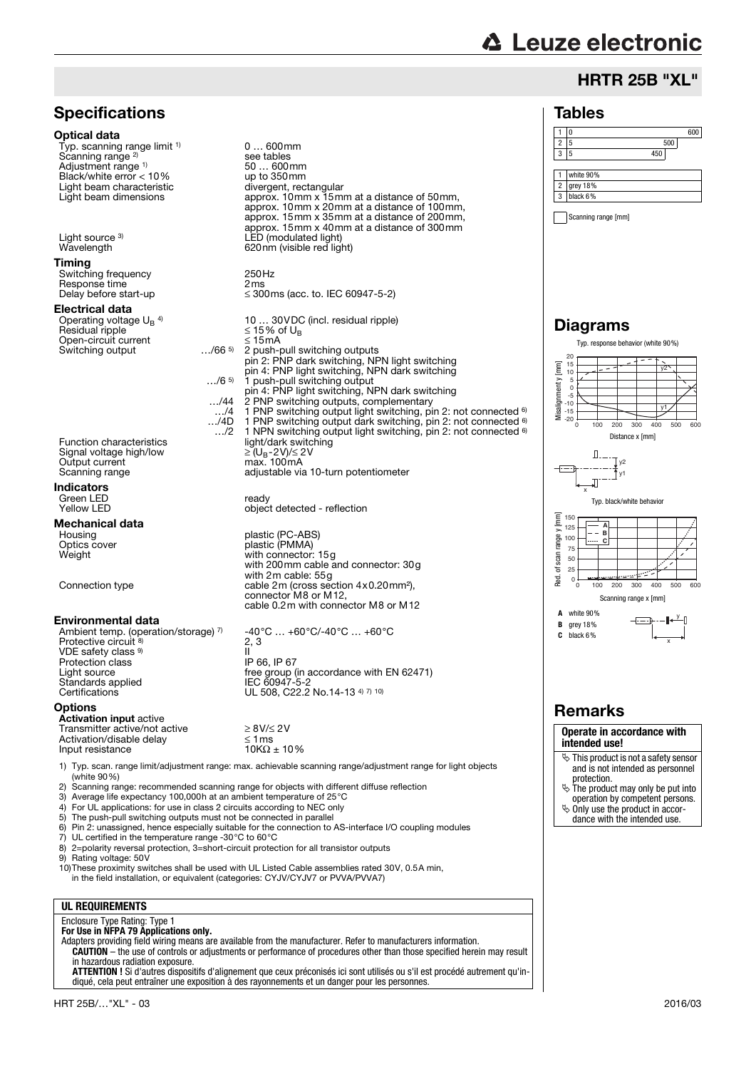## HRTR 25B "XL"

## Specifications

### Optical data

| | |
|---|---|
| Typ. scanning range limit [1] | 0 … 600mm |
| Scanning range [2] | see tables |
| Adjustment range [1] | 50 … 600mm |
| Black/white error < 10% | up to 350mm |
| Light beam characteristic | divergent, rectangular |
| Light beam dimensions | approx. 10mm x 15mm at a distance of 50mm, approx. 10mm x 20mm at a distance of 100mm, approx. 15mm x 35mm at a distance of 200mm, approx. 15mm x 40mm at a distance of 300mm |
| Light source [3] | LED (modulated light) |
| Wavelength | 620nm (visible red light) |

### Timing

| | |
|---|---|
| Switching frequency | 250Hz |
| Response time | 2ms |
| Delay before start-up | ≤ 300ms (acc. to. IEC 60947-5-2) |

### Electrical data

| | | |
|---|---|---|
| Operating voltage $U_B$ [4] | | 10 … 30VDC (incl. residual ripple) |
| Residual ripple | | ≤ 15% of $U_B$ |
| Open-circuit current | | ≤ 15mA |
| Switching output | …/66 [5] | 2 push-pull switching outputs<br>pin 2: PNP dark switching, NPN light switching<br>pin 4: PNP light switching, NPN dark switching |
| | …/6 [5] | 1 push-pull switching output<br>pin 4: PNP light switching, NPN dark switching |
| | …/44 | 2 PNP switching outputs, complementary |
| | …/4 | 1 PNP switching output light switching, pin 2: not connected [6] |
| | …/4D | 1 PNP switching output dark switching, pin 2: not connected [6] |
| | …/2 | 1 NPN switching output light switching, pin 2: not connected [6] |
| Function characteristics | | light/dark switching |
| Signal voltage high/low | | ≥ ($U_B$-2V)/≤ 2V |
| Output current | | max. 100mA |
| Scanning range | | adjustable via 10-turn potentiometer |

### Indicators

| | |
|---|---|
| Green LED | ready |
| Yellow LED | object detected - reflection |

### Mechanical data

| | |
|---|---|
| Housing | plastic (PC-ABS) |
| Optics cover | plastic (PMMA) |
| Weight | with connector: 15g<br>with 200mm cable and connector: 30g<br>with 2m cable: 55g |
| Connection type | cable 2m (cross section 4x0.20mm²), connector M8 or M12, cable 0.2m with connector M8 or M12 |

### Environmental data

| | |
|---|---|
| Ambient temp. (operation/storage) [7] | -40°C … +60°C/-40°C … +60°C |
| Protective circuit [8] | 2, 3 |
| VDE safety class [9] | II |
| Protection class | IP 66, IP 67 |
| Light source | free group (in accordance with EN 62471) |
| Standards applied | IEC 60947-5-2 |
| Certifications | UL 508, C22.2 No.14-13 [4] [7] [10] |

### Options

**Activation input** active

| | |
|---|---|
| Transmitter active/not active | ≥ 8V/≤ 2V |
| Activation/disable delay | ≤ 1ms |
| Input resistance | 10KΩ ± 10% |

1) Typ. scan. range limit/adjustment range: max. achievable scanning range/adjustment range for light objects (white 90%)
2) Scanning range: recommended scanning range for objects with different diffuse reflection
3) Average life expectancy 100,000h at an ambient temperature of 25°C
4) For UL applications: for use in class 2 circuits according to NEC only
5) The push-pull switching outputs must not be connected in parallel
6) Pin 2: unassigned, hence especially suitable for the connection to AS-interface I/O coupling modules
7) UL certified in the temperature range -30°C to 60°C
8) 2=polarity reversal protection, 3=short-circuit protection for all transistor outputs
9) Rating voltage: 50V
10) These proximity switches shall be used with UL Listed Cable assemblies rated 30V, 0.5A min, in the field installation, or equivalent (categories: CYJV/CYJV7 or PVVA/PVVA7)

**UL REQUIREMENTS**

Enclosure Type Rating: Type 1
**For Use in NFPA 79 Applications only.**
Adapters providing field wiring means are available from the manufacturer. Refer to manufacturers information.
**CAUTION** – the use of controls or adjustments or performance of procedures other than those specified herein may result in hazardous radiation exposure.
**ATTENTION !** Si d'autres dispositifs d'alignement que ceux préconisés ici sont utilisés ou s'il est procédé autrement qu'indiqué, cela peut entraîner une exposition à des rayonnements et un danger pour les personnes.

## Tables

| | | |
|---|---|---|
| 1 | 0 | 600 |
| 2 | 5 | 500 |
| 3 | 5 | 450 |

| | |
|---|---|
| 1 | white 90% |
| 2 | grey 18% |
| 3 | black 6% |

Scanning range [mm]

## Diagrams

Typ. response behavior (white 90%)

Misalignment y [mm] / Distance x [mm]

Typ. black/white behavior

Red. of scan range y [mm] / Scanning range x [mm]

**A** white 90%
**B** grey 18%
**C** black 6%

## Remarks

**Operate in accordance with intended use!**

- This product is not a safety sensor and is not intended as personnel protection.
- The product may only be put into operation by competent persons.
- Only use the product in accordance with the intended use.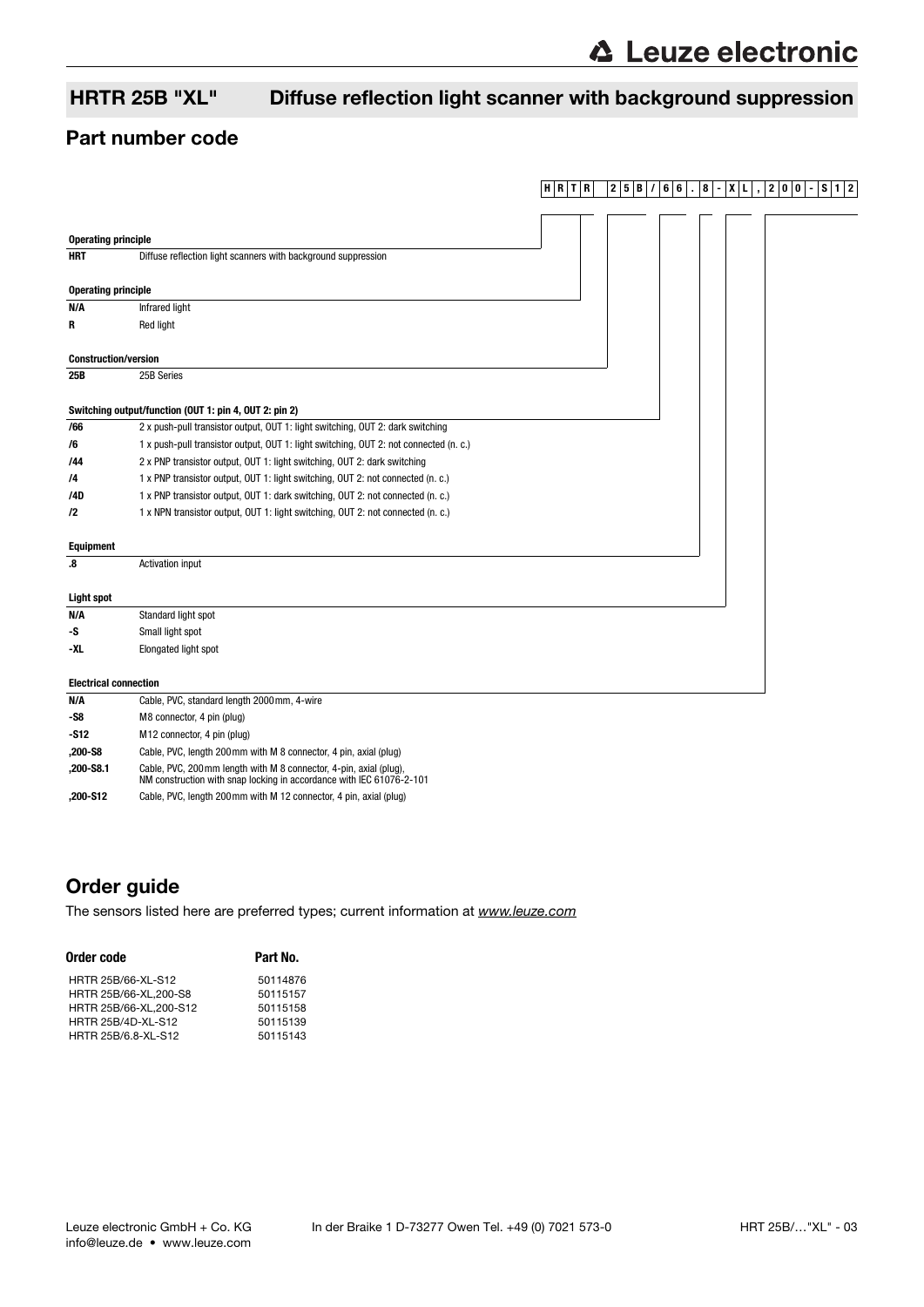# HRTR 25B "XL" Diffuse reflection light scanner with background suppression

## Part number code

HRTR 25B/66.8-XL,200-S12

**Operating principle**

| | |
|---|---|
| **HRT** | Diffuse reflection light scanners with background suppression |

**Operating principle**

| | |
|---|---|
| **N/A** | Infrared light |
| **R** | Red light |

**Construction/version**

| | |
|---|---|
| **25B** | 25B Series |

**Switching output/function (OUT 1: pin 4, OUT 2: pin 2)**

| | |
|---|---|
| **/66** | 2 x push-pull transistor output, OUT 1: light switching, OUT 2: dark switching |
| **/6** | 1 x push-pull transistor output, OUT 1: light switching, OUT 2: not connected (n. c.) |
| **/44** | 2 x PNP transistor output, OUT 1: light switching, OUT 2: dark switching |
| **/4** | 1 x PNP transistor output, OUT 1: light switching, OUT 2: not connected (n. c.) |
| **/4D** | 1 x PNP transistor output, OUT 1: dark switching, OUT 2: not connected (n. c.) |
| **/2** | 1 x NPN transistor output, OUT 1: light switching, OUT 2: not connected (n. c.) |

**Equipment**

| | |
|---|---|
| **.8** | Activation input |

**Light spot**

| | |
|---|---|
| **N/A** | Standard light spot |
| **-S** | Small light spot |
| **-XL** | Elongated light spot |

**Electrical connection**

| | |
|---|---|
| **N/A** | Cable, PVC, standard length 2000mm, 4-wire |
| **-S8** | M8 connector, 4 pin (plug) |
| **-S12** | M12 connector, 4 pin (plug) |
| **,200-S8** | Cable, PVC, length 200mm with M 8 connector, 4 pin, axial (plug) |
| **,200-S8.1** | Cable, PVC, 200mm length with M 8 connector, 4-pin, axial (plug), NM construction with snap locking in accordance with IEC 61076-2-101 |
| **,200-S12** | Cable, PVC, length 200mm with M 12 connector, 4 pin, axial (plug) |

## Order guide

The sensors listed here are preferred types; current information at *www.leuze.com*

| Order code | Part No. |
|---|---|
| HRTR 25B/66-XL-S12 | 50114876 |
| HRTR 25B/66-XL,200-S8 | 50115157 |
| HRTR 25B/66-XL,200-S12 | 50115158 |
| HRTR 25B/4D-XL-S12 | 50115139 |
| HRTR 25B/6.8-XL-S12 | 50115143 |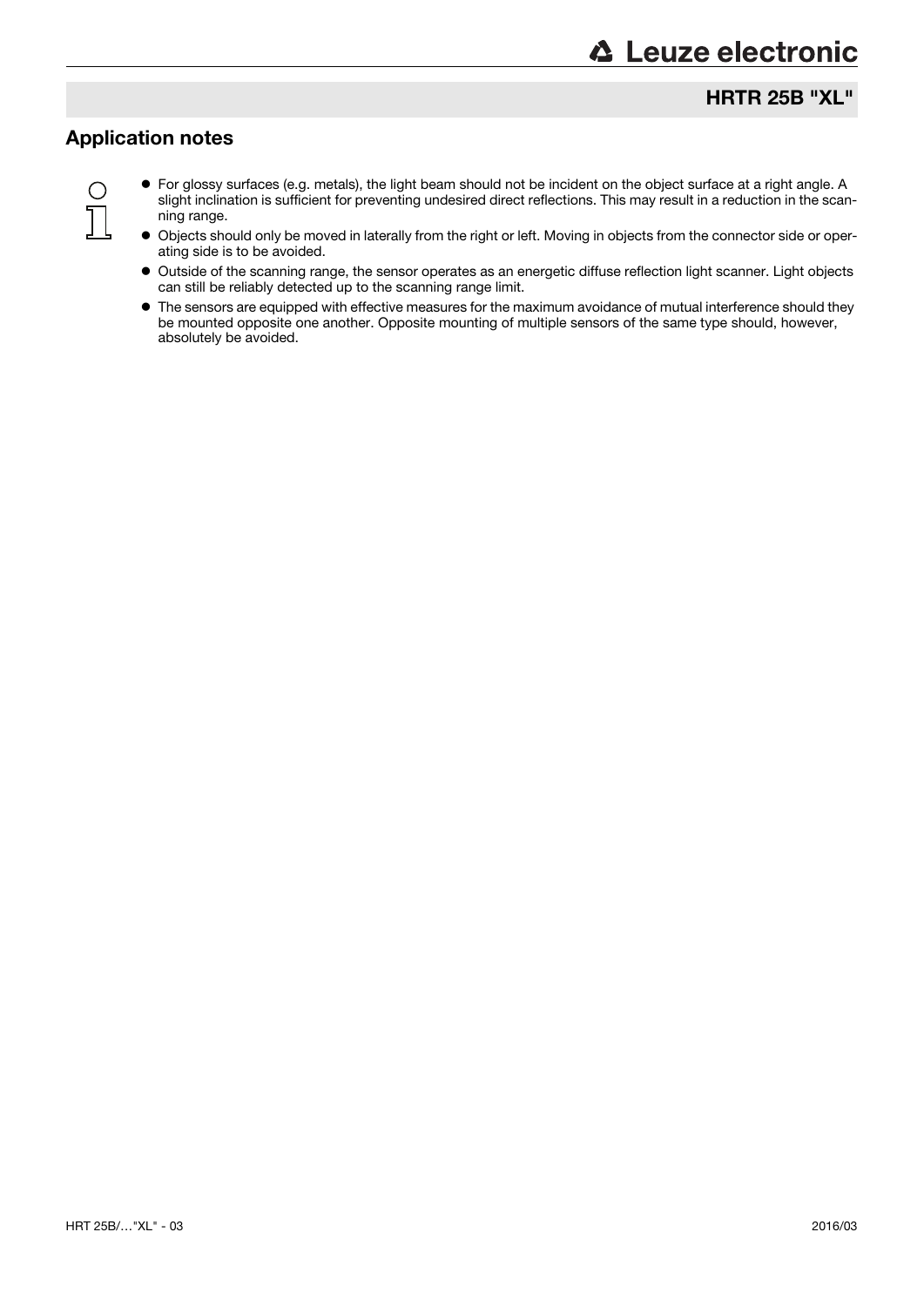## Application notes

- For glossy surfaces (e.g. metals), the light beam should not be incident on the object surface at a right angle. A slight inclination is sufficient for preventing undesired direct reflections. This may result in a reduction in the scanning range.
- Objects should only be moved in laterally from the right or left. Moving in objects from the connector side or operating side is to be avoided.
- Outside of the scanning range, the sensor operates as an energetic diffuse reflection light scanner. Light objects can still be reliably detected up to the scanning range limit.
- The sensors are equipped with effective measures for the maximum avoidance of mutual interference should they be mounted opposite one another. Opposite mounting of multiple sensors of the same type should, however, absolutely be avoided.